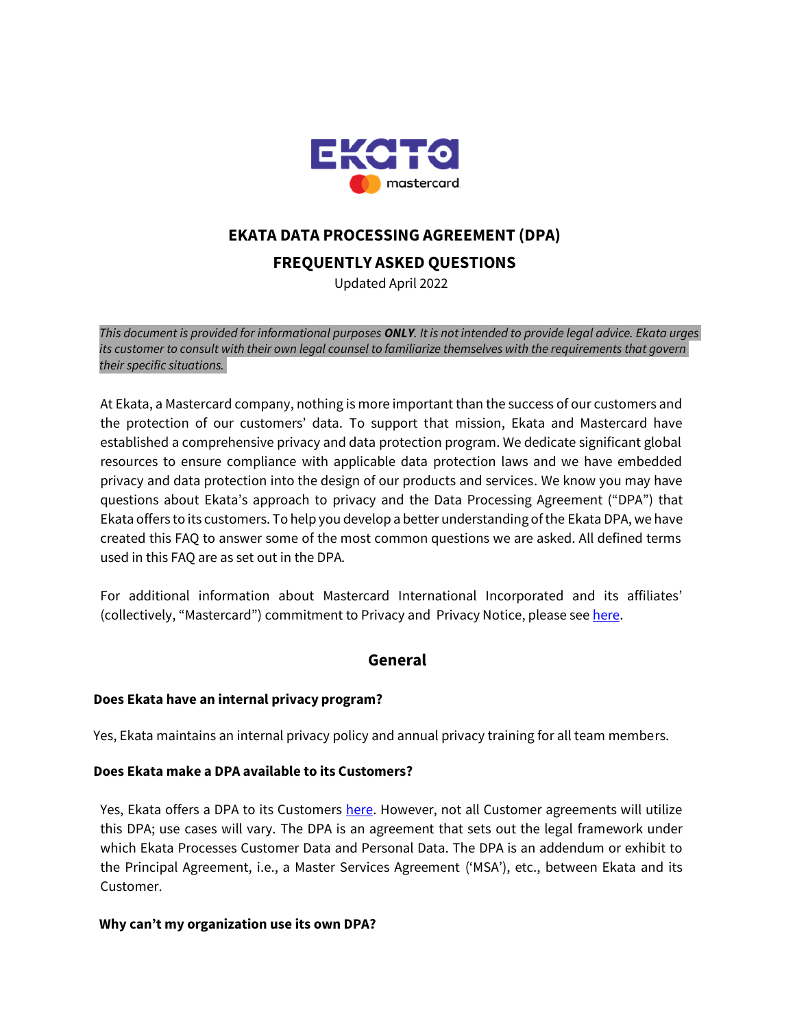# EKATA DATA PROCESSING AGREEMENT (DPA)

## FREQUENTLY ASKED QUESTIONS

Updated April 2022

*This document is provided for informational purposes **ONLY**. It is not intended to provide legal advice. Ekata urges its customer to consult with their own legal counsel to familiarize themselves with the requirements that govern their specific situations.*

At Ekata, a Mastercard company, nothing is more important than the success of our customers and the protection of our customers' data. To support that mission, Ekata and Mastercard have established a comprehensive privacy and data protection program. We dedicate significant global resources to ensure compliance with applicable data protection laws and we have embedded privacy and data protection into the design of our products and services. We know you may have questions about Ekata's approach to privacy and the Data Processing Agreement ("DPA") that Ekata offers to its customers. To help you develop a better understanding of the Ekata DPA, we have created this FAQ to answer some of the most common questions we are asked. All defined terms used in this FAQ are as set out in the DPA.

For additional information about Mastercard International Incorporated and its affiliates' (collectively, "Mastercard") commitment to Privacy and Privacy Notice, please see here.

## General

### Does Ekata have an internal privacy program?

Yes, Ekata maintains an internal privacy policy and annual privacy training for all team members.

### Does Ekata make a DPA available to its Customers?

Yes, Ekata offers a DPA to its Customers here. However, not all Customer agreements will utilize this DPA; use cases will vary. The DPA is an agreement that sets out the legal framework under which Ekata Processes Customer Data and Personal Data. The DPA is an addendum or exhibit to the Principal Agreement, i.e., a Master Services Agreement ('MSA'), etc., between Ekata and its Customer.

### Why can't my organization use its own DPA?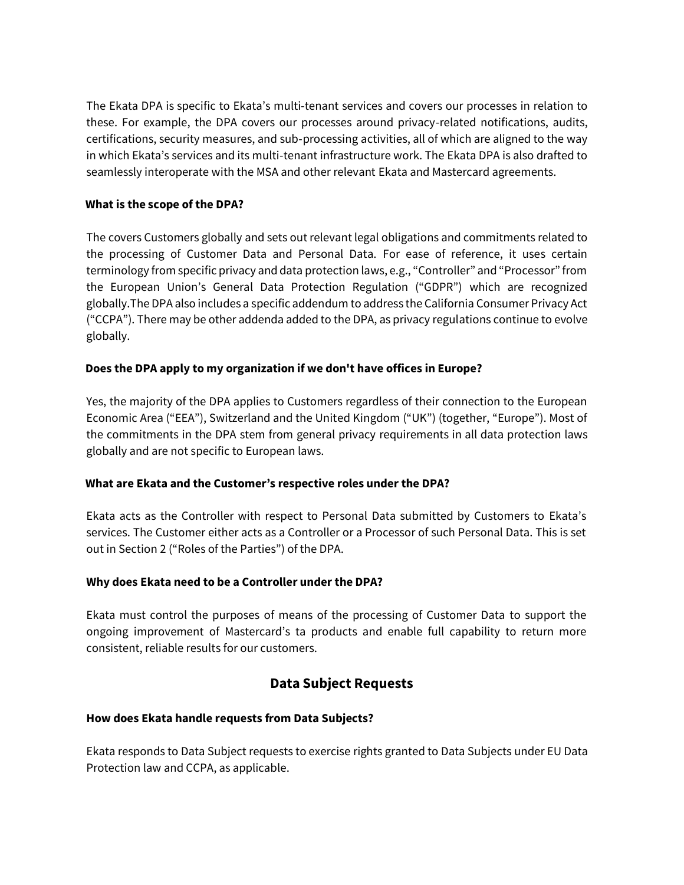The Ekata DPA is specific to Ekata's multi-tenant services and covers our processes in relation to these. For example, the DPA covers our processes around privacy-related notifications, audits, certifications, security measures, and sub-processing activities, all of which are aligned to the way in which Ekata's services and its multi-tenant infrastructure work. The Ekata DPA is also drafted to seamlessly interoperate with the MSA and other relevant Ekata and Mastercard agreements.

### What is the scope of the DPA?

The covers Customers globally and sets out relevant legal obligations and commitments related to the processing of Customer Data and Personal Data. For ease of reference, it uses certain terminology from specific privacy and data protection laws, e.g., "Controller" and "Processor" from the European Union's General Data Protection Regulation ("GDPR") which are recognized globally.The DPA also includes a specific addendum to address the California Consumer Privacy Act ("CCPA"). There may be other addenda added to the DPA, as privacy regulations continue to evolve globally.

### Does the DPA apply to my organization if we don't have offices in Europe?

Yes, the majority of the DPA applies to Customers regardless of their connection to the European Economic Area ("EEA"), Switzerland and the United Kingdom ("UK") (together, "Europe"). Most of the commitments in the DPA stem from general privacy requirements in all data protection laws globally and are not specific to European laws.

### What are Ekata and the Customer's respective roles under the DPA?

Ekata acts as the Controller with respect to Personal Data submitted by Customers to Ekata's services. The Customer either acts as a Controller or a Processor of such Personal Data. This is set out in Section 2 ("Roles of the Parties") of the DPA.

### Why does Ekata need to be a Controller under the DPA?

Ekata must control the purposes of means of the processing of Customer Data to support the ongoing improvement of Mastercard's ta products and enable full capability to return more consistent, reliable results for our customers.

## Data Subject Requests

### How does Ekata handle requests from Data Subjects?

Ekata responds to Data Subject requests to exercise rights granted to Data Subjects under EU Data Protection law and CCPA, as applicable.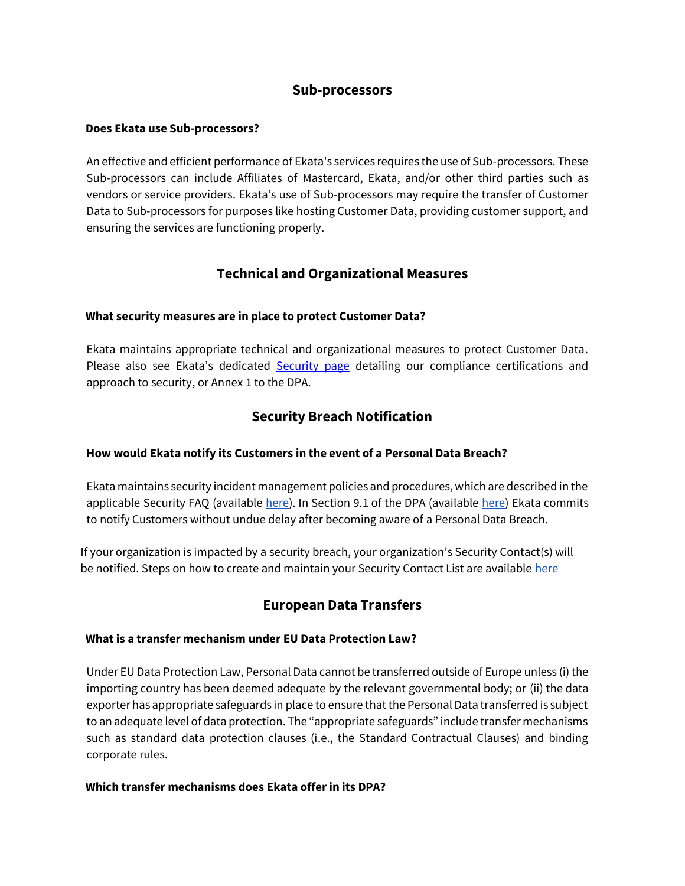## Sub-processors

**Does Ekata use Sub-processors?**

An effective and efficient performance of Ekata's services requires the use of Sub-processors. These Sub-processors can include Affiliates of Mastercard, Ekata, and/or other third parties such as vendors or service providers. Ekata's use of Sub-processors may require the transfer of Customer Data to Sub-processors for purposes like hosting Customer Data, providing customer support, and ensuring the services are functioning properly.

## Technical and Organizational Measures

**What security measures are in place to protect Customer Data?**

Ekata maintains appropriate technical and organizational measures to protect Customer Data. Please also see Ekata's dedicated Security page detailing our compliance certifications and approach to security, or Annex 1 to the DPA.

## Security Breach Notification

**How would Ekata notify its Customers in the event of a Personal Data Breach?**

Ekata maintains security incident management policies and procedures, which are described in the applicable Security FAQ (available here). In Section 9.1 of the DPA (available here) Ekata commits to notify Customers without undue delay after becoming aware of a Personal Data Breach.

If your organization is impacted by a security breach, your organization's Security Contact(s) will be notified. Steps on how to create and maintain your Security Contact List are available here

## European Data Transfers

**What is a transfer mechanism under EU Data Protection Law?**

Under EU Data Protection Law, Personal Data cannot be transferred outside of Europe unless (i) the importing country has been deemed adequate by the relevant governmental body; or (ii) the data exporter has appropriate safeguards in place to ensure that the Personal Data transferred is subject to an adequate level of data protection. The "appropriate safeguards" include transfer mechanisms such as standard data protection clauses (i.e., the Standard Contractual Clauses) and binding corporate rules.

**Which transfer mechanisms does Ekata offer in its DPA?**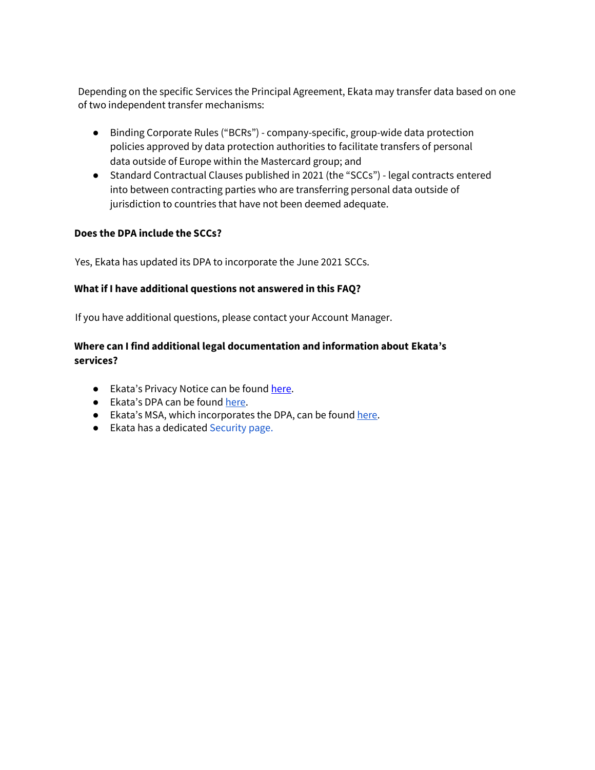Depending on the specific Services the Principal Agreement, Ekata may transfer data based on one of two independent transfer mechanisms:

- Binding Corporate Rules ("BCRs") - company-specific, group-wide data protection policies approved by data protection authorities to facilitate transfers of personal data outside of Europe within the Mastercard group; and
- Standard Contractual Clauses published in 2021 (the "SCCs") - legal contracts entered into between contracting parties who are transferring personal data outside of jurisdiction to countries that have not been deemed adequate.

**Does the DPA include the SCCs?**

Yes, Ekata has updated its DPA to incorporate the June 2021 SCCs.

**What if I have additional questions not answered in this FAQ?**

If you have additional questions, please contact your Account Manager.

**Where can I find additional legal documentation and information about Ekata's services?**

- Ekata's Privacy Notice can be found here.
- Ekata's DPA can be found here.
- Ekata's MSA, which incorporates the DPA, can be found here.
- Ekata has a dedicated Security page.